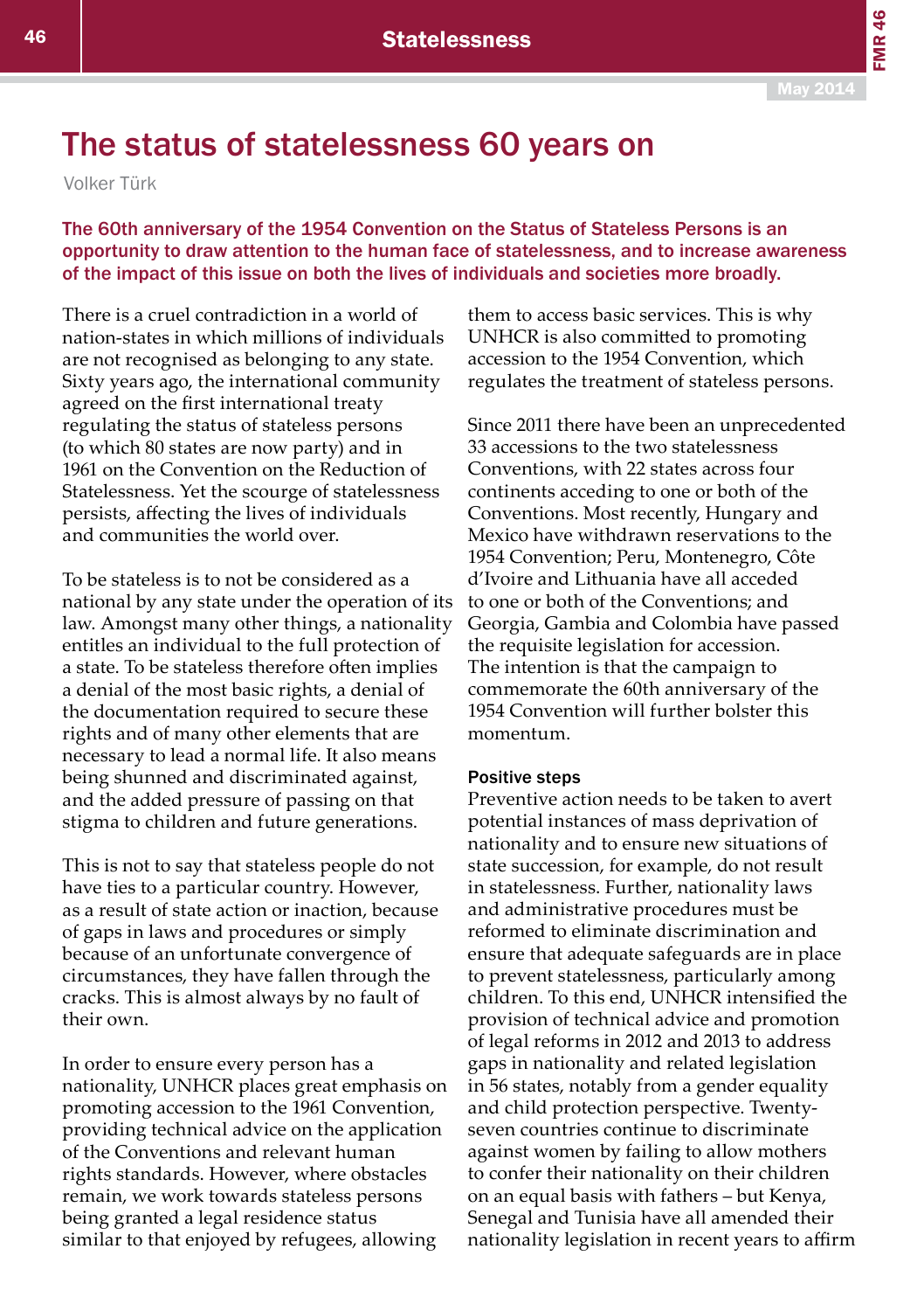# The status of statelessness 60 years on

Volker Türk

**The 60th anniversary of the 1954 Convention on the Status of Stateless Persons is an opportunity to draw attention to the human face of statelessness, and to increase awareness of the impact of this issue on both the lives of individuals and societies more broadly.**

There is a cruel contradiction in a world of nation-states in which millions of individuals are not recognised as belonging to any state. Sixty years ago, the international community agreed on the first international treaty regulating the status of stateless persons (to which 80 states are now party) and in 1961 on the Convention on the Reduction of Statelessness. Yet the scourge of statelessness persists, affecting the lives of individuals and communities the world over.

To be stateless is to not be considered as a national by any state under the operation of its law. Amongst many other things, a nationality entitles an individual to the full protection of a state. To be stateless therefore often implies a denial of the most basic rights, a denial of the documentation required to secure these rights and of many other elements that are necessary to lead a normal life. It also means being shunned and discriminated against, and the added pressure of passing on that stigma to children and future generations.

This is not to say that stateless people do not have ties to a particular country. However, as a result of state action or inaction, because of gaps in laws and procedures or simply because of an unfortunate convergence of circumstances, they have fallen through the cracks. This is almost always by no fault of their own.

In order to ensure every person has a nationality, UNHCR places great emphasis on promoting accession to the 1961 Convention, providing technical advice on the application of the Conventions and relevant human rights standards. However, where obstacles remain, we work towards stateless persons being granted a legal residence status similar to that enjoyed by refugees, allowing them to access basic services. This is why UNHCR is also committed to promoting accession to the 1954 Convention, which regulates the treatment of stateless persons.

Since 2011 there have been an unprecedented 33 accessions to the two statelessness Conventions, with 22 states across four continents acceding to one or both of the Conventions. Most recently, Hungary and Mexico have withdrawn reservations to the 1954 Convention; Peru, Montenegro, Côte d'Ivoire and Lithuania have all acceded to one or both of the Conventions; and Georgia, Gambia and Colombia have passed the requisite legislation for accession. The intention is that the campaign to commemorate the 60th anniversary of the 1954 Convention will further bolster this momentum.

### Positive steps

Preventive action needs to be taken to avert potential instances of mass deprivation of nationality and to ensure new situations of state succession, for example, do not result in statelessness. Further, nationality laws and administrative procedures must be reformed to eliminate discrimination and ensure that adequate safeguards are in place to prevent statelessness, particularly among children. To this end, UNHCR intensified the provision of technical advice and promotion of legal reforms in 2012 and 2013 to address gaps in nationality and related legislation in 56 states, notably from a gender equality and child protection perspective. Twenty-seven countries continue to discriminate against women by failing to allow mothers to confer their nationality on their children on an equal basis with fathers – but Kenya, Senegal and Tunisia have all amended their nationality legislation in recent years to affirm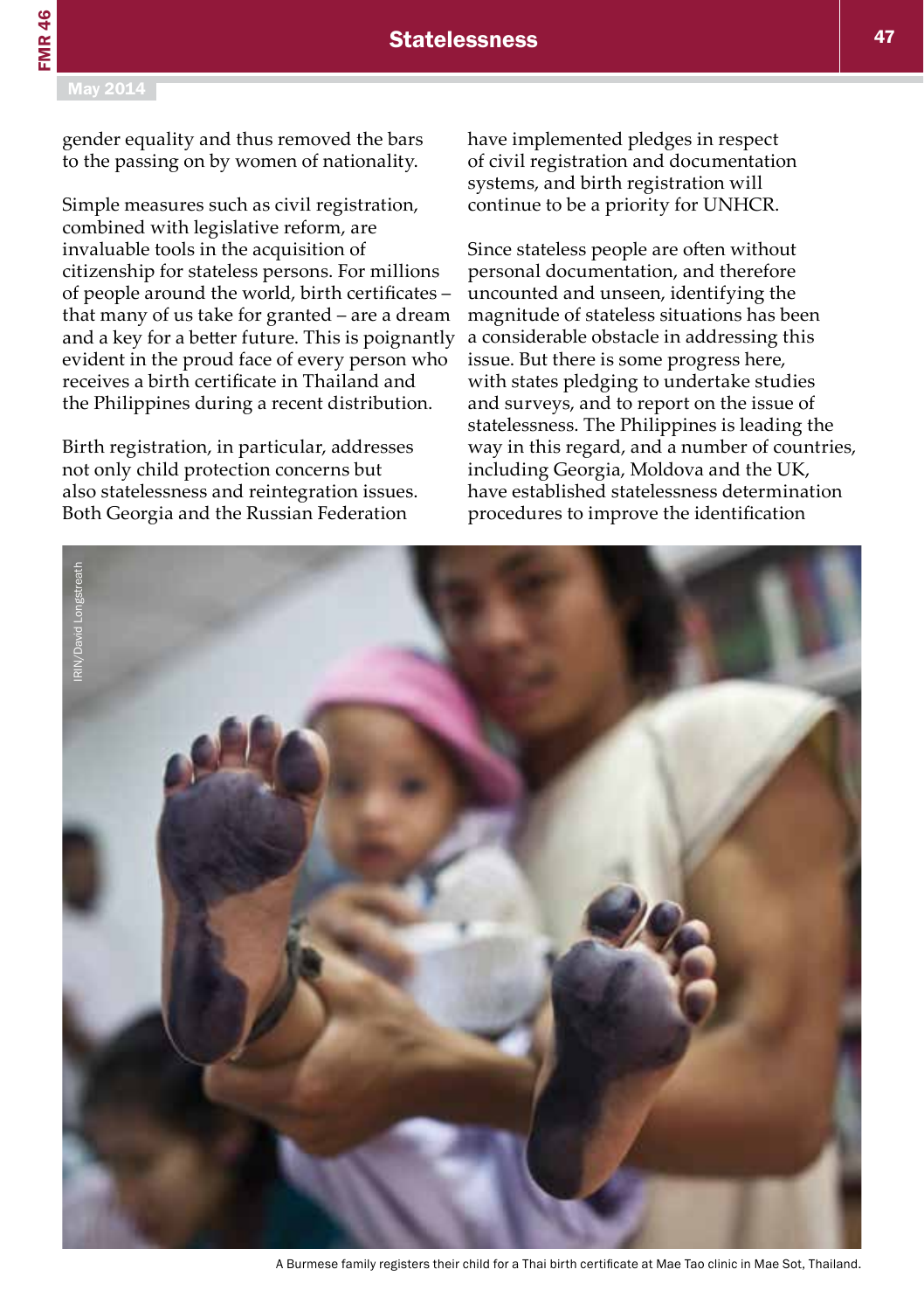gender equality and thus removed the bars to the passing on by women of nationality.

Simple measures such as civil registration, combined with legislative reform, are invaluable tools in the acquisition of citizenship for stateless persons. For millions of people around the world, birth certificates – that many of us take for granted – are a dream and a key for a better future. This is poignantly evident in the proud face of every person who receives a birth certificate in Thailand and the Philippines during a recent distribution.

Birth registration, in particular, addresses not only child protection concerns but also statelessness and reintegration issues. Both Georgia and the Russian Federation have implemented pledges in respect of civil registration and documentation systems, and birth registration will continue to be a priority for UNHCR.

Since stateless people are often without personal documentation, and therefore uncounted and unseen, identifying the magnitude of stateless situations has been a considerable obstacle in addressing this issue. But there is some progress here, with states pledging to undertake studies and surveys, and to report on the issue of statelessness. The Philippines is leading the way in this regard, and a number of countries, including Georgia, Moldova and the UK, have established statelessness determination procedures to improve the identification

IRIN/David Longstreath

A Burmese family registers their child for a Thai birth certificate at Mae Tao clinic in Mae Sot, Thailand.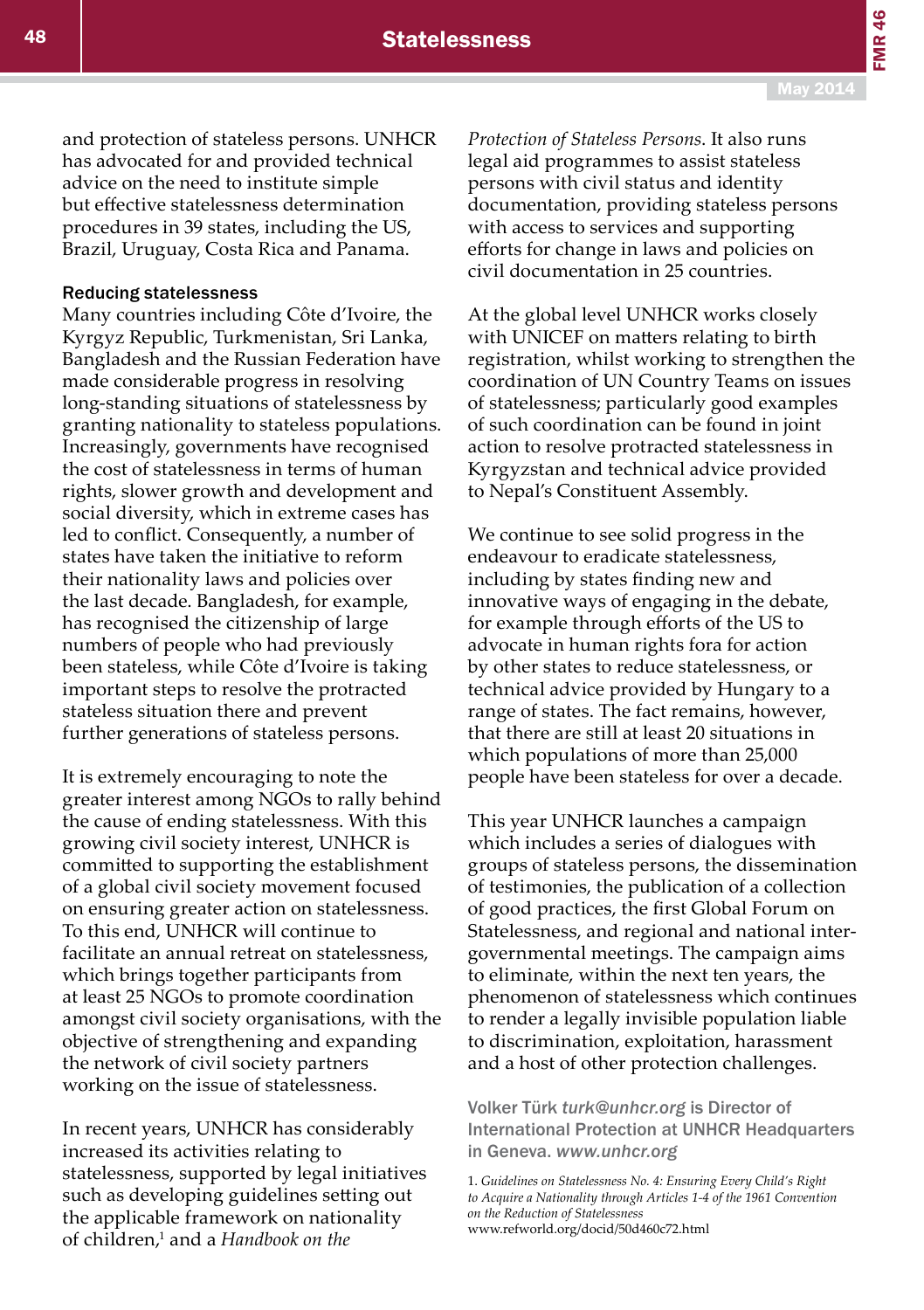and protection of stateless persons. UNHCR has advocated for and provided technical advice on the need to institute simple but effective statelessness determination procedures in 39 states, including the US, Brazil, Uruguay, Costa Rica and Panama.

### Reducing statelessness

Many countries including Côte d'Ivoire, the Kyrgyz Republic, Turkmenistan, Sri Lanka, Bangladesh and the Russian Federation have made considerable progress in resolving long-standing situations of statelessness by granting nationality to stateless populations. Increasingly, governments have recognised the cost of statelessness in terms of human rights, slower growth and development and social diversity, which in extreme cases has led to conflict. Consequently, a number of states have taken the initiative to reform their nationality laws and policies over the last decade. Bangladesh, for example, has recognised the citizenship of large numbers of people who had previously been stateless, while Côte d'Ivoire is taking important steps to resolve the protracted stateless situation there and prevent further generations of stateless persons.

It is extremely encouraging to note the greater interest among NGOs to rally behind the cause of ending statelessness. With this growing civil society interest, UNHCR is committed to supporting the establishment of a global civil society movement focused on ensuring greater action on statelessness. To this end, UNHCR will continue to facilitate an annual retreat on statelessness, which brings together participants from at least 25 NGOs to promote coordination amongst civil society organisations, with the objective of strengthening and expanding the network of civil society partners working on the issue of statelessness.

In recent years, UNHCR has considerably increased its activities relating to statelessness, supported by legal initiatives such as developing guidelines setting out the applicable framework on nationality of children,[1] and a *Handbook on the Protection of Stateless Persons*. It also runs legal aid programmes to assist stateless persons with civil status and identity documentation, providing stateless persons with access to services and supporting efforts for change in laws and policies on civil documentation in 25 countries.

At the global level UNHCR works closely with UNICEF on matters relating to birth registration, whilst working to strengthen the coordination of UN Country Teams on issues of statelessness; particularly good examples of such coordination can be found in joint action to resolve protracted statelessness in Kyrgyzstan and technical advice provided to Nepal's Constituent Assembly.

We continue to see solid progress in the endeavour to eradicate statelessness, including by states finding new and innovative ways of engaging in the debate, for example through efforts of the US to advocate in human rights fora for action by other states to reduce statelessness, or technical advice provided by Hungary to a range of states. The fact remains, however, that there are still at least 20 situations in which populations of more than 25,000 people have been stateless for over a decade.

This year UNHCR launches a campaign which includes a series of dialogues with groups of stateless persons, the dissemination of testimonies, the publication of a collection of good practices, the first Global Forum on Statelessness, and regional and national inter-governmental meetings. The campaign aims to eliminate, within the next ten years, the phenomenon of statelessness which continues to render a legally invisible population liable to discrimination, exploitation, harassment and a host of other protection challenges.

Volker Türk *turk@unhcr.org* is Director of International Protection at UNHCR Headquarters in Geneva. *www.unhcr.org*

1. *Guidelines on Statelessness No. 4: Ensuring Every Child's Right to Acquire a Nationality through Articles 1-4 of the 1961 Convention on the Reduction of Statelessness*
www.refworld.org/docid/50d460c72.html